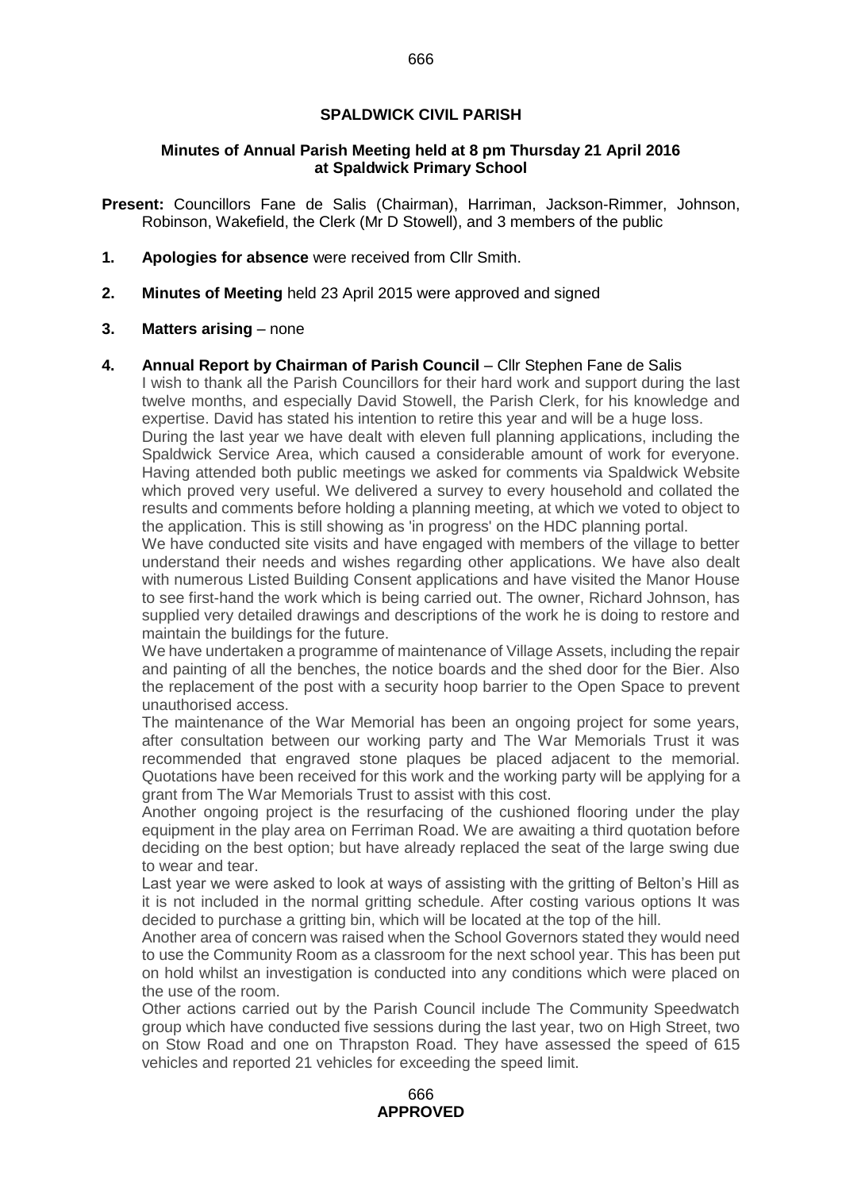**SPALDWICK CIVIL PARISH**

**Minutes of Annual Parish Meeting held at 8 pm Thursday 21 April 2016 at Spaldwick Primary School**

**Present:** Councillors Fane de Salis (Chairman), Harriman, Jackson-Rimmer, Johnson, Robinson, Wakefield, the Clerk (Mr D Stowell), and 3 members of the public

1. **Apologies for absence** were received from Cllr Smith.

2. **Minutes of Meeting** held 23 April 2015 were approved and signed

3. **Matters arising** – none

4. **Annual Report by Chairman of Parish Council** – Cllr Stephen Fane de Salis

   I wish to thank all the Parish Councillors for their hard work and support during the last twelve months, and especially David Stowell, the Parish Clerk, for his knowledge and expertise. David has stated his intention to retire this year and will be a huge loss.

   During the last year we have dealt with eleven full planning applications, including the Spaldwick Service Area, which caused a considerable amount of work for everyone. Having attended both public meetings we asked for comments via Spaldwick Website which proved very useful. We delivered a survey to every household and collated the results and comments before holding a planning meeting, at which we voted to object to the application. This is still showing as 'in progress' on the HDC planning portal.

   We have conducted site visits and have engaged with members of the village to better understand their needs and wishes regarding other applications. We have also dealt with numerous Listed Building Consent applications and have visited the Manor House to see first-hand the work which is being carried out. The owner, Richard Johnson, has supplied very detailed drawings and descriptions of the work he is doing to restore and maintain the buildings for the future.

   We have undertaken a programme of maintenance of Village Assets, including the repair and painting of all the benches, the notice boards and the shed door for the Bier. Also the replacement of the post with a security hoop barrier to the Open Space to prevent unauthorised access.

   The maintenance of the War Memorial has been an ongoing project for some years, after consultation between our working party and The War Memorials Trust it was recommended that engraved stone plaques be placed adjacent to the memorial. Quotations have been received for this work and the working party will be applying for a grant from The War Memorials Trust to assist with this cost.

   Another ongoing project is the resurfacing of the cushioned flooring under the play equipment in the play area on Ferriman Road. We are awaiting a third quotation before deciding on the best option; but have already replaced the seat of the large swing due to wear and tear.

   Last year we were asked to look at ways of assisting with the gritting of Belton's Hill as it is not included in the normal gritting schedule. After costing various options It was decided to purchase a gritting bin, which will be located at the top of the hill.

   Another area of concern was raised when the School Governors stated they would need to use the Community Room as a classroom for the next school year. This has been put on hold whilst an investigation is conducted into any conditions which were placed on the use of the room.

   Other actions carried out by the Parish Council include The Community Speedwatch group which have conducted five sessions during the last year, two on High Street, two on Stow Road and one on Thrapston Road. They have assessed the speed of 615 vehicles and reported 21 vehicles for exceeding the speed limit.

**APPROVED**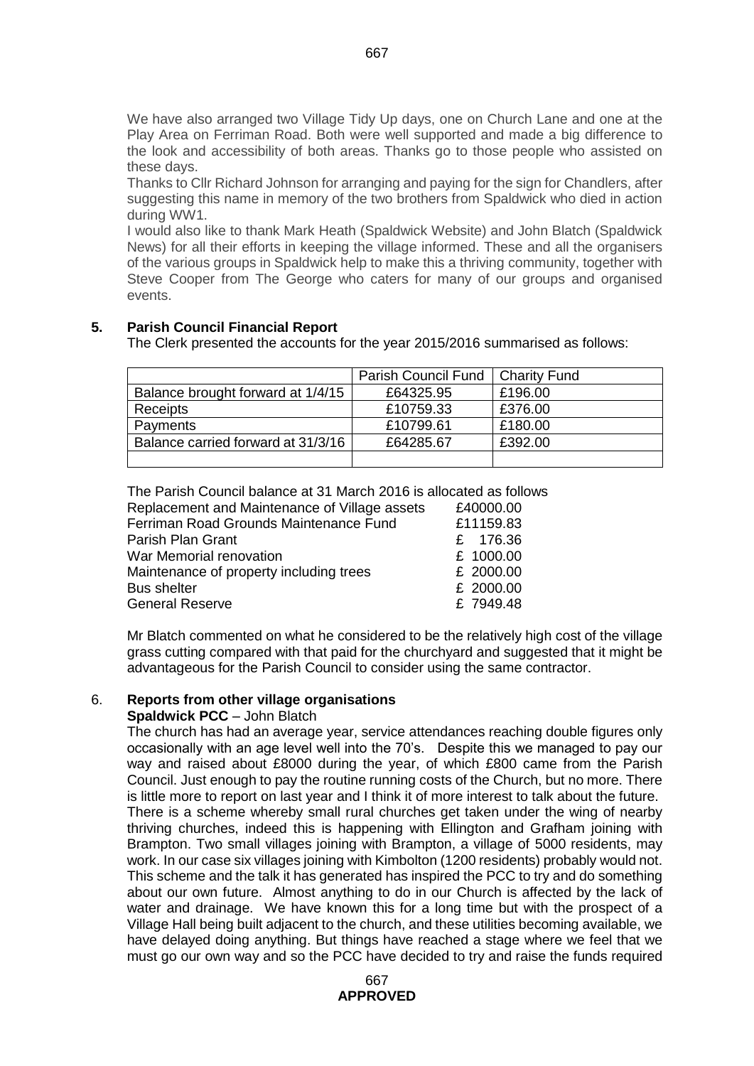We have also arranged two Village Tidy Up days, one on Church Lane and one at the Play Area on Ferriman Road. Both were well supported and made a big difference to the look and accessibility of both areas. Thanks go to those people who assisted on these days.

Thanks to Cllr Richard Johnson for arranging and paying for the sign for Chandlers, after suggesting this name in memory of the two brothers from Spaldwick who died in action during WW1.

I would also like to thank Mark Heath (Spaldwick Website) and John Blatch (Spaldwick News) for all their efforts in keeping the village informed. These and all the organisers of the various groups in Spaldwick help to make this a thriving community, together with Steve Cooper from The George who caters for many of our groups and organised events.

## 5. Parish Council Financial Report

The Clerk presented the accounts for the year 2015/2016 summarised as follows:

| | Parish Council Fund | Charity Fund |
|---|---|---|
| Balance brought forward at 1/4/15 | £64325.95 | £196.00 |
| Receipts | £10759.33 | £376.00 |
| Payments | £10799.61 | £180.00 |
| Balance carried forward at 31/3/16 | £64285.67 | £392.00 |
| | | |

The Parish Council balance at 31 March 2016 is allocated as follows

| | |
|---|---|
| Replacement and Maintenance of Village assets | £40000.00 |
| Ferriman Road Grounds Maintenance Fund | £11159.83 |
| Parish Plan Grant | £ 176.36 |
| War Memorial renovation | £ 1000.00 |
| Maintenance of property including trees | £ 2000.00 |
| Bus shelter | £ 2000.00 |
| General Reserve | £ 7949.48 |

Mr Blatch commented on what he considered to be the relatively high cost of the village grass cutting compared with that paid for the churchyard and suggested that it might be advantageous for the Parish Council to consider using the same contractor.

## 6. Reports from other village organisations

**Spaldwick PCC** – John Blatch

The church has had an average year, service attendances reaching double figures only occasionally with an age level well into the 70's. Despite this we managed to pay our way and raised about £8000 during the year, of which £800 came from the Parish Council. Just enough to pay the routine running costs of the Church, but no more. There is little more to report on last year and I think it of more interest to talk about the future.

There is a scheme whereby small rural churches get taken under the wing of nearby thriving churches, indeed this is happening with Ellington and Grafham joining with Brampton. Two small villages joining with Brampton, a village of 5000 residents, may work. In our case six villages joining with Kimbolton (1200 residents) probably would not. This scheme and the talk it has generated has inspired the PCC to try and do something about our own future. Almost anything to do in our Church is affected by the lack of water and drainage. We have known this for a long time but with the prospect of a Village Hall being built adjacent to the church, and these utilities becoming available, we have delayed doing anything. But things have reached a stage where we feel that we must go our own way and so the PCC have decided to try and raise the funds required

**APPROVED**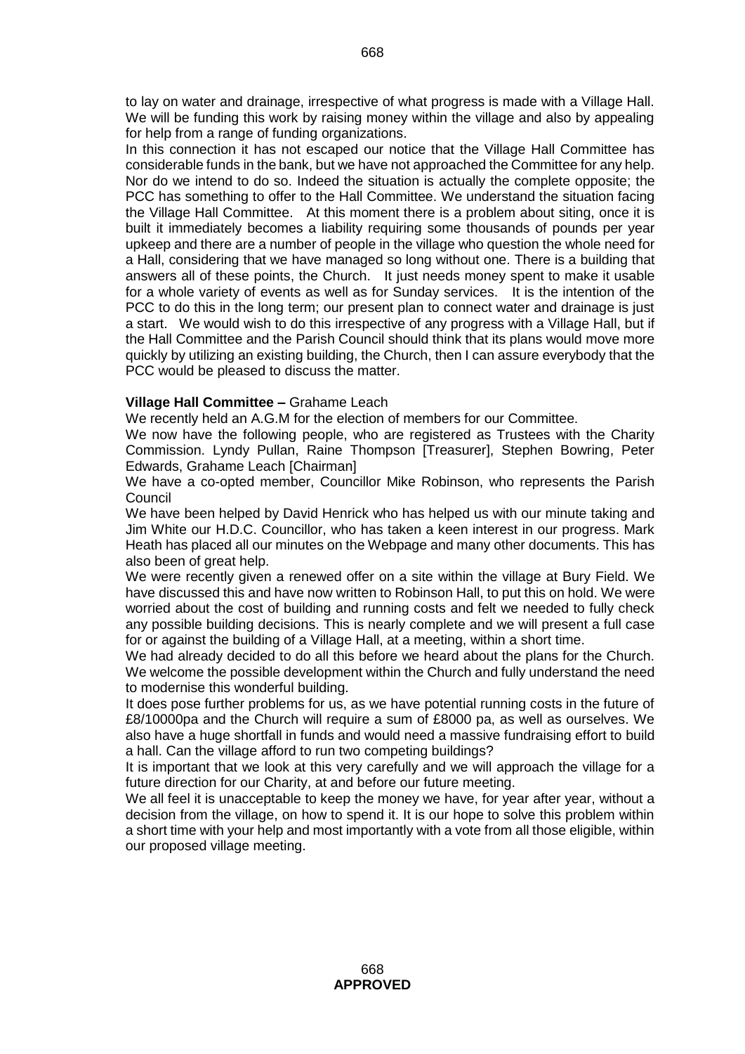to lay on water and drainage, irrespective of what progress is made with a Village Hall. We will be funding this work by raising money within the village and also by appealing for help from a range of funding organizations.

In this connection it has not escaped our notice that the Village Hall Committee has considerable funds in the bank, but we have not approached the Committee for any help. Nor do we intend to do so. Indeed the situation is actually the complete opposite; the PCC has something to offer to the Hall Committee. We understand the situation facing the Village Hall Committee. At this moment there is a problem about siting, once it is built it immediately becomes a liability requiring some thousands of pounds per year upkeep and there are a number of people in the village who question the whole need for a Hall, considering that we have managed so long without one. There is a building that answers all of these points, the Church. It just needs money spent to make it usable for a whole variety of events as well as for Sunday services. It is the intention of the PCC to do this in the long term; our present plan to connect water and drainage is just a start. We would wish to do this irrespective of any progress with a Village Hall, but if the Hall Committee and the Parish Council should think that its plans would move more quickly by utilizing an existing building, the Church, then I can assure everybody that the PCC would be pleased to discuss the matter.

**Village Hall Committee –** Grahame Leach

We recently held an A.G.M for the election of members for our Committee.

We now have the following people, who are registered as Trustees with the Charity Commission. Lyndy Pullan, Raine Thompson [Treasurer], Stephen Bowring, Peter Edwards, Grahame Leach [Chairman]

We have a co-opted member, Councillor Mike Robinson, who represents the Parish Council

We have been helped by David Henrick who has helped us with our minute taking and Jim White our H.D.C. Councillor, who has taken a keen interest in our progress. Mark Heath has placed all our minutes on the Webpage and many other documents. This has also been of great help.

We were recently given a renewed offer on a site within the village at Bury Field. We have discussed this and have now written to Robinson Hall, to put this on hold. We were worried about the cost of building and running costs and felt we needed to fully check any possible building decisions. This is nearly complete and we will present a full case for or against the building of a Village Hall, at a meeting, within a short time.

We had already decided to do all this before we heard about the plans for the Church. We welcome the possible development within the Church and fully understand the need to modernise this wonderful building.

It does pose further problems for us, as we have potential running costs in the future of £8/10000pa and the Church will require a sum of £8000 pa, as well as ourselves. We also have a huge shortfall in funds and would need a massive fundraising effort to build a hall. Can the village afford to run two competing buildings?

It is important that we look at this very carefully and we will approach the village for a future direction for our Charity, at and before our future meeting.

We all feel it is unacceptable to keep the money we have, for year after year, without a decision from the village, on how to spend it. It is our hope to solve this problem within a short time with your help and most importantly with a vote from all those eligible, within our proposed village meeting.

**APPROVED**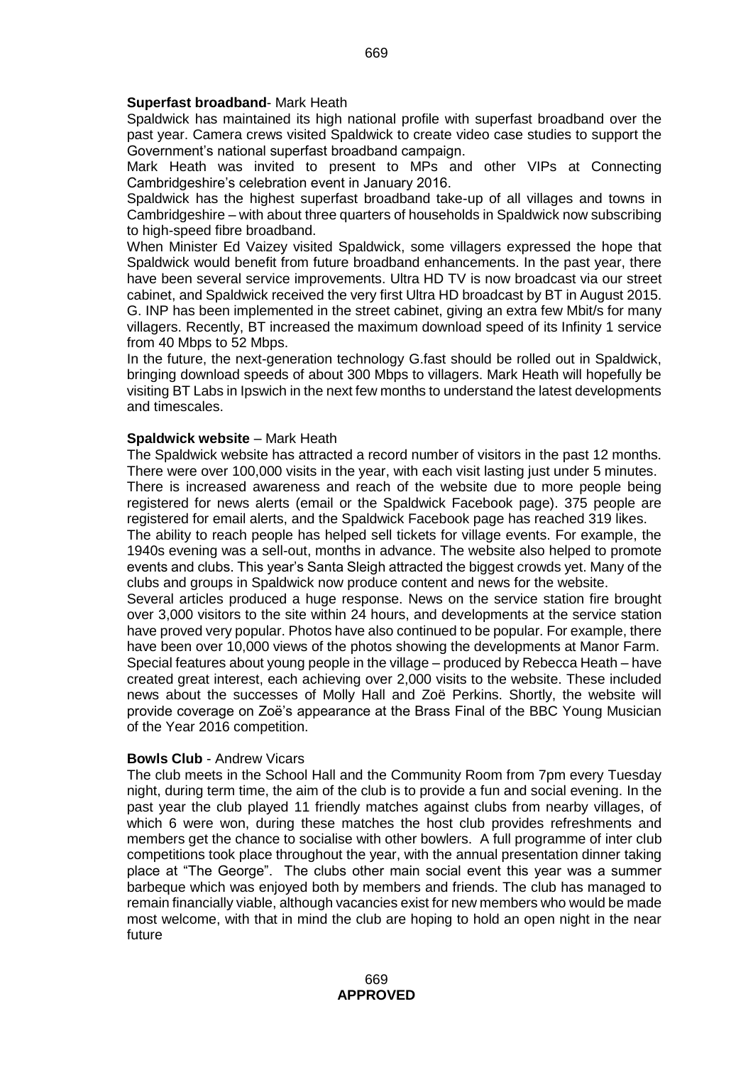**Superfast broadband**- Mark Heath

Spaldwick has maintained its high national profile with superfast broadband over the past year. Camera crews visited Spaldwick to create video case studies to support the Government's national superfast broadband campaign.

Mark Heath was invited to present to MPs and other VIPs at Connecting Cambridgeshire's celebration event in January 2016.

Spaldwick has the highest superfast broadband take-up of all villages and towns in Cambridgeshire – with about three quarters of households in Spaldwick now subscribing to high-speed fibre broadband.

When Minister Ed Vaizey visited Spaldwick, some villagers expressed the hope that Spaldwick would benefit from future broadband enhancements. In the past year, there have been several service improvements. Ultra HD TV is now broadcast via our street cabinet, and Spaldwick received the very first Ultra HD broadcast by BT in August 2015. G. INP has been implemented in the street cabinet, giving an extra few Mbit/s for many villagers. Recently, BT increased the maximum download speed of its Infinity 1 service from 40 Mbps to 52 Mbps.

In the future, the next-generation technology G.fast should be rolled out in Spaldwick, bringing download speeds of about 300 Mbps to villagers. Mark Heath will hopefully be visiting BT Labs in Ipswich in the next few months to understand the latest developments and timescales.

**Spaldwick website** – Mark Heath

The Spaldwick website has attracted a record number of visitors in the past 12 months. There were over 100,000 visits in the year, with each visit lasting just under 5 minutes.

There is increased awareness and reach of the website due to more people being registered for news alerts (email or the Spaldwick Facebook page). 375 people are registered for email alerts, and the Spaldwick Facebook page has reached 319 likes.

The ability to reach people has helped sell tickets for village events. For example, the 1940s evening was a sell-out, months in advance. The website also helped to promote events and clubs. This year's Santa Sleigh attracted the biggest crowds yet. Many of the clubs and groups in Spaldwick now produce content and news for the website.

Several articles produced a huge response. News on the service station fire brought over 3,000 visitors to the site within 24 hours, and developments at the service station have proved very popular. Photos have also continued to be popular. For example, there have been over 10,000 views of the photos showing the developments at Manor Farm.

Special features about young people in the village – produced by Rebecca Heath – have created great interest, each achieving over 2,000 visits to the website. These included news about the successes of Molly Hall and Zoë Perkins. Shortly, the website will provide coverage on Zoë's appearance at the Brass Final of the BBC Young Musician of the Year 2016 competition.

**Bowls Club** - Andrew Vicars

The club meets in the School Hall and the Community Room from 7pm every Tuesday night, during term time, the aim of the club is to provide a fun and social evening. In the past year the club played 11 friendly matches against clubs from nearby villages, of which 6 were won, during these matches the host club provides refreshments and members get the chance to socialise with other bowlers. A full programme of inter club competitions took place throughout the year, with the annual presentation dinner taking place at "The George". The clubs other main social event this year was a summer barbeque which was enjoyed both by members and friends. The club has managed to remain financially viable, although vacancies exist for new members who would be made most welcome, with that in mind the club are hoping to hold an open night in the near future

**APPROVED**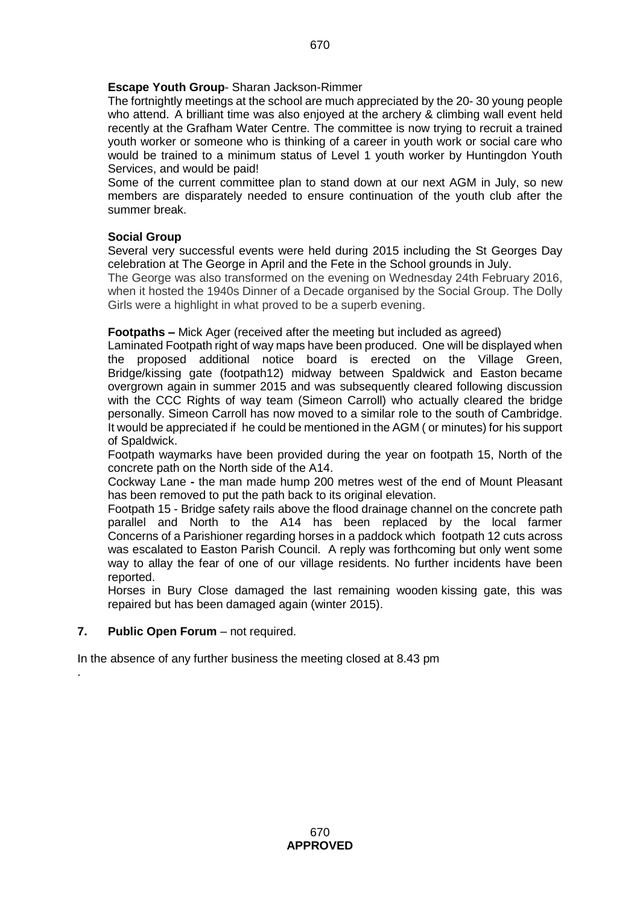**Escape Youth Group**- Sharan Jackson-Rimmer

The fortnightly meetings at the school are much appreciated by the 20- 30 young people who attend. A brilliant time was also enjoyed at the archery & climbing wall event held recently at the Grafham Water Centre. The committee is now trying to recruit a trained youth worker or someone who is thinking of a career in youth work or social care who would be trained to a minimum status of Level 1 youth worker by Huntingdon Youth Services, and would be paid!

Some of the current committee plan to stand down at our next AGM in July, so new members are disparately needed to ensure continuation of the youth club after the summer break.

**Social Group**

Several very successful events were held during 2015 including the St Georges Day celebration at The George in April and the Fete in the School grounds in July.

The George was also transformed on the evening on Wednesday 24th February 2016, when it hosted the 1940s Dinner of a Decade organised by the Social Group. The Dolly Girls were a highlight in what proved to be a superb evening.

**Footpaths –** Mick Ager (received after the meeting but included as agreed)

Laminated Footpath right of way maps have been produced. One will be displayed when the proposed additional notice board is erected on the Village Green, Bridge/kissing gate (footpath12) midway between Spaldwick and Easton became overgrown again in summer 2015 and was subsequently cleared following discussion with the CCC Rights of way team (Simeon Carroll) who actually cleared the bridge personally. Simeon Carroll has now moved to a similar role to the south of Cambridge. It would be appreciated if he could be mentioned in the AGM ( or minutes) for his support of Spaldwick.

Footpath waymarks have been provided during the year on footpath 15, North of the concrete path on the North side of the A14.

Cockway Lane **-** the man made hump 200 metres west of the end of Mount Pleasant has been removed to put the path back to its original elevation.

Footpath 15 - Bridge safety rails above the flood drainage channel on the concrete path parallel and North to the A14 has been replaced by the local farmer Concerns of a Parishioner regarding horses in a paddock which footpath 12 cuts across was escalated to Easton Parish Council. A reply was forthcoming but only went some way to allay the fear of one of our village residents. No further incidents have been reported.

Horses in Bury Close damaged the last remaining wooden kissing gate, this was repaired but has been damaged again (winter 2015).

**7. Public Open Forum** – not required.

In the absence of any further business the meeting closed at 8.43 pm

.

**APPROVED**